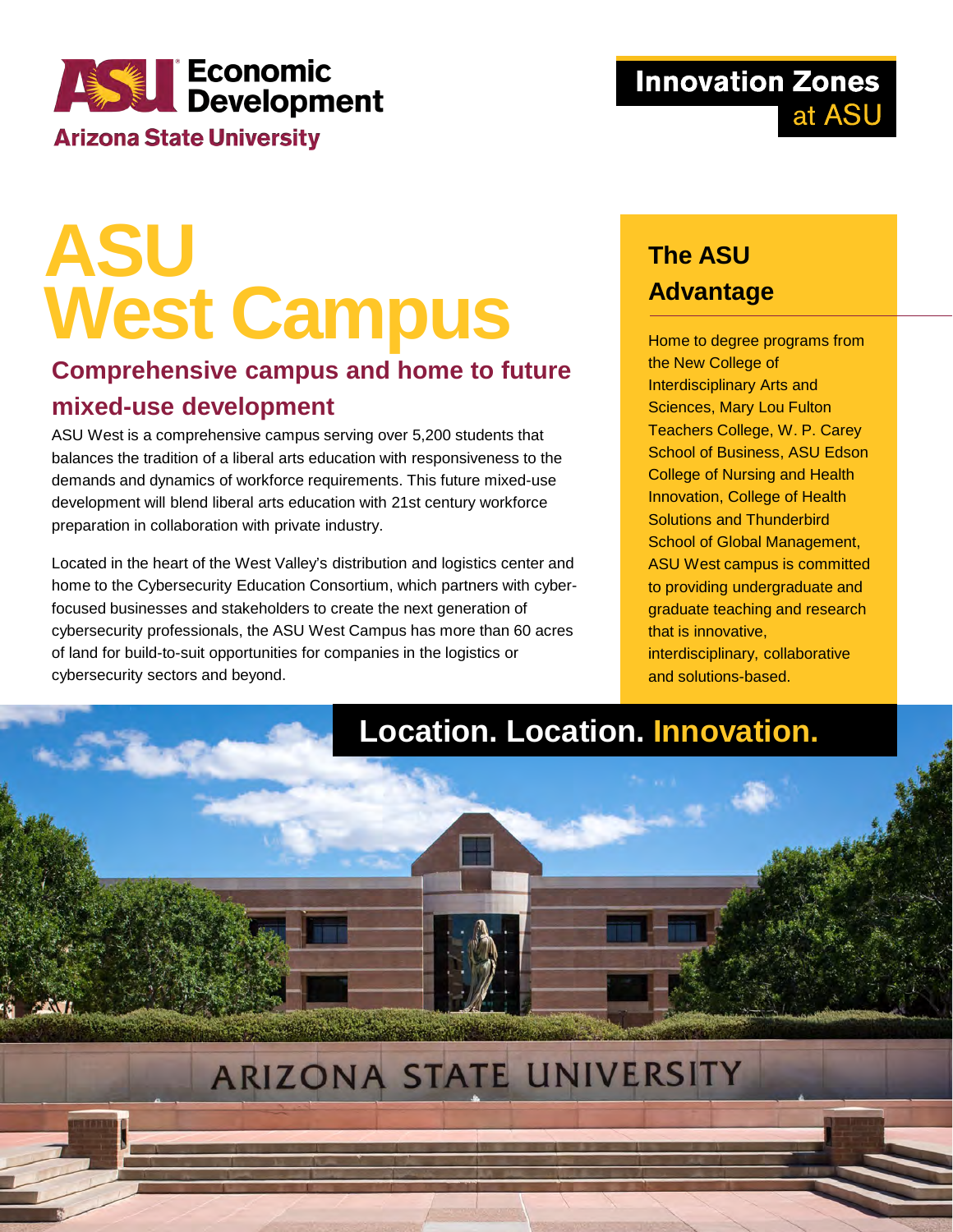ASU Economic Development
Arizona State University

**Innovation Zones at ASU**

# ASU West Campus

## Comprehensive campus and home to future mixed-use development

ASU West is a comprehensive campus serving over 5,200 students that balances the tradition of a liberal arts education with responsiveness to the demands and dynamics of workforce requirements. This future mixed-use development will blend liberal arts education with 21st century workforce preparation in collaboration with private industry.

Located in the heart of the West Valley's distribution and logistics center and home to the Cybersecurity Education Consortium, which partners with cyber-focused businesses and stakeholders to create the next generation of cybersecurity professionals, the ASU West Campus has more than 60 acres of land for build-to-suit opportunities for companies in the logistics or cybersecurity sectors and beyond.

### The ASU Advantage

Home to degree programs from the New College of Interdisciplinary Arts and Sciences, Mary Lou Fulton Teachers College, W. P. Carey School of Business, ASU Edson College of Nursing and Health Innovation, College of Health Solutions and Thunderbird School of Global Management, ASU West campus is committed to providing undergraduate and graduate teaching and research that is innovative, interdisciplinary, collaborative and solutions-based.

## Location. Location. Innovation.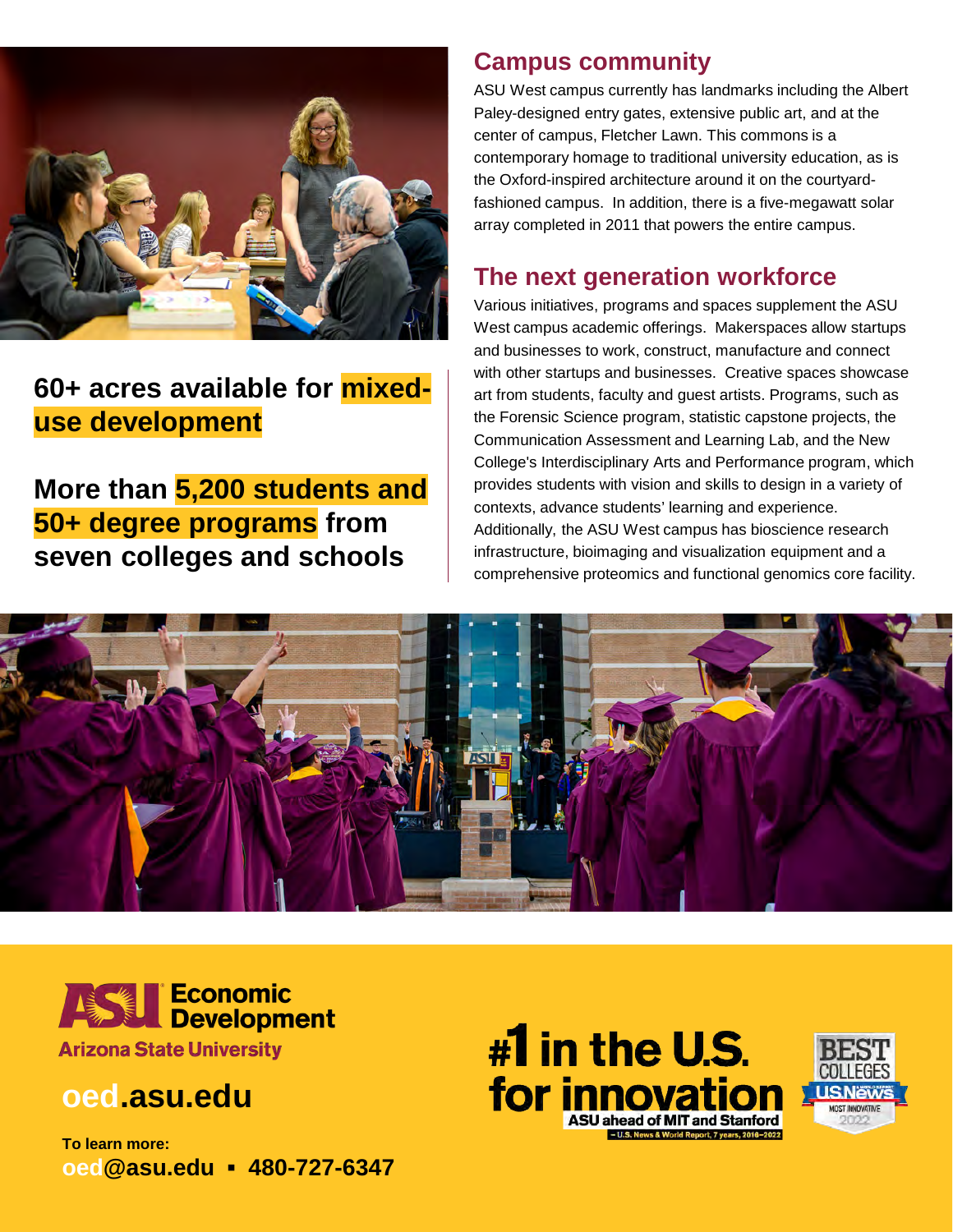**60+ acres available for mixed-use development**

**More than 5,200 students and 50+ degree programs from seven colleges and schools**

## Campus community

ASU West campus currently has landmarks including the Albert Paley-designed entry gates, extensive public art, and at the center of campus, Fletcher Lawn. This commons is a contemporary homage to traditional university education, as is the Oxford-inspired architecture around it on the courtyard-fashioned campus. In addition, there is a five-megawatt solar array completed in 2011 that powers the entire campus.

## The next generation workforce

Various initiatives, programs and spaces supplement the ASU West campus academic offerings. Makerspaces allow startups and businesses to work, construct, manufacture and connect with other startups and businesses. Creative spaces showcase art from students, faculty and guest artists. Programs, such as the Forensic Science program, statistic capstone projects, the Communication Assessment and Learning Lab, and the New College's Interdisciplinary Arts and Performance program, which provides students with vision and skills to design in a variety of contexts, advance students' learning and experience. Additionally, the ASU West campus has bioscience research infrastructure, bioimaging and visualization equipment and a comprehensive proteomics and functional genomics core facility.

ASU Economic Development
Arizona State University

**oed.asu.edu**

**To learn more:**
**oed@asu.edu ▪ 480-727-6347**

**#1 in the U.S. for innovation**
ASU ahead of MIT and Stanford
– U.S. News & World Report, 7 years, 2016–2022

BEST COLLEGES
US News
MOST INNOVATIVE
2022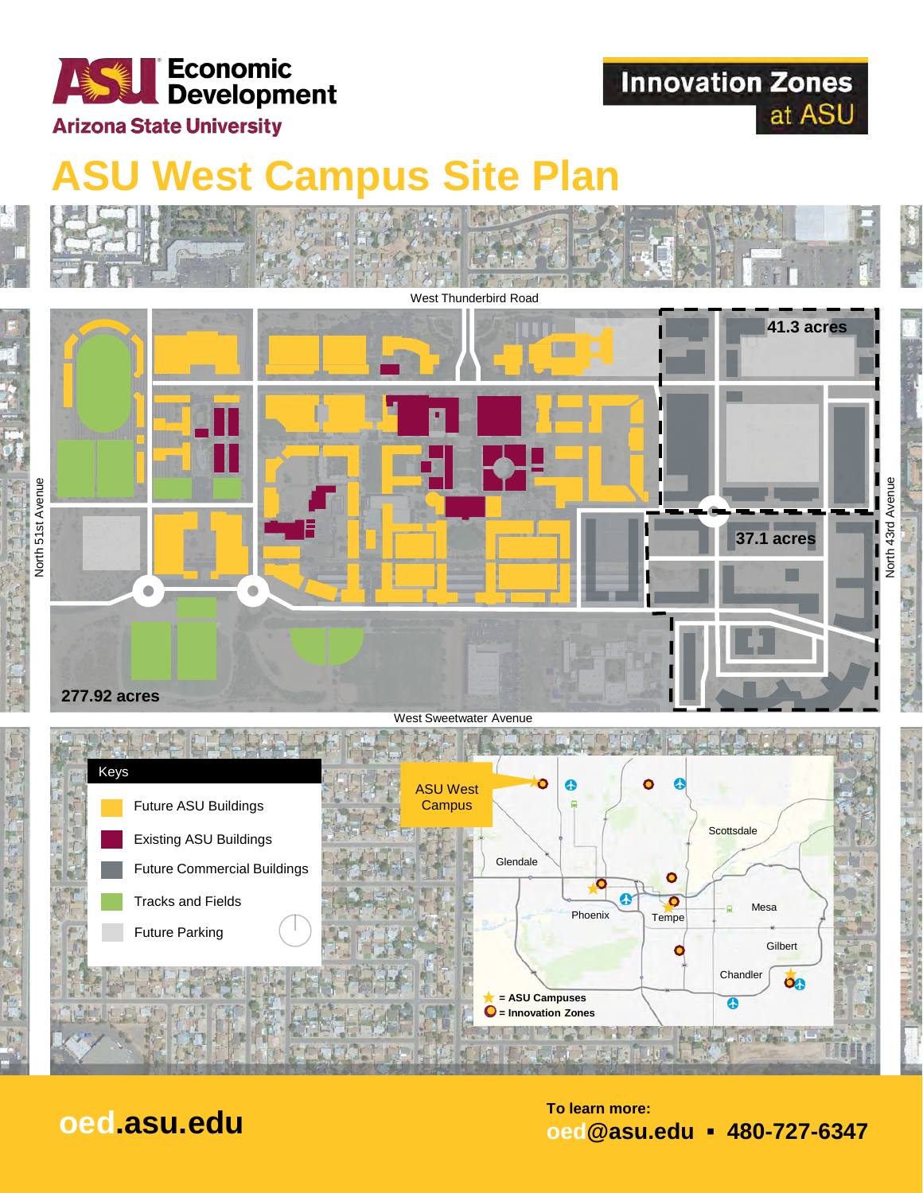ASU Economic Development
Arizona State University

Innovation Zones at ASU

# ASU West Campus Site Plan

West Thunderbird Road

41.3 acres

37.1 acres

277.92 acres

North 51st Avenue

North 43rd Avenue

West Sweetwater Avenue

Keys

- Future ASU Buildings
- Existing ASU Buildings
- Future Commercial Buildings
- Tracks and Fields
- Future Parking

ASU West Campus

Glendale
Scottsdale
Phoenix
Tempe
Mesa
Gilbert
Chandler

= ASU Campuses
= Innovation Zones

**oed.asu.edu**

**To learn more:**
**oed@asu.edu ▪ 480-727-6347**